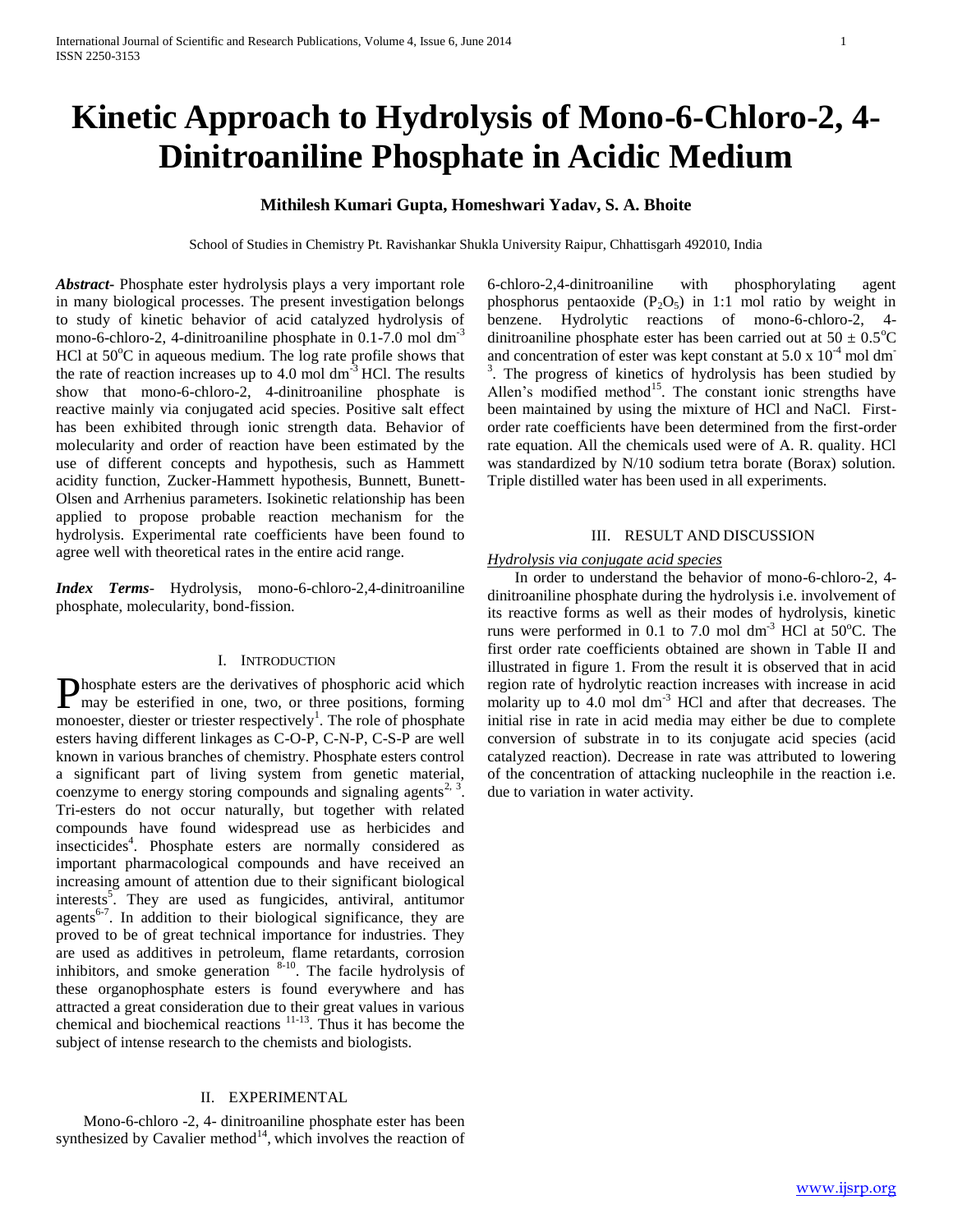# Kinetic Approach to Hydrolysis of Mono-6-Chloro-2, 4-Dinitroaniline Phosphate in Acidic Medium

**Mithilesh Kumari Gupta, Homeshwari Yadav, S. A. Bhoite**

School of Studies in Chemistry Pt. Ravishankar Shukla University Raipur, Chhattisgarh 492010, India

***Abstract***- Phosphate ester hydrolysis plays a very important role in many biological processes. The present investigation belongs to study of kinetic behavior of acid catalyzed hydrolysis of mono-6-chloro-2, 4-dinitroaniline phosphate in 0.1-7.0 mol $dm^{-3}$ HCl at 50°C in aqueous medium. The log rate profile shows that the rate of reaction increases up to 4.0 mol $dm^{-3}$ HCl. The results show that mono-6-chloro-2, 4-dinitroaniline phosphate is reactive mainly via conjugated acid species. Positive salt effect has been exhibited through ionic strength data. Behavior of molecularity and order of reaction have been estimated by the use of different concepts and hypothesis, such as Hammett acidity function, Zucker-Hammett hypothesis, Bunnett, Bunett-Olsen and Arrhenius parameters. Isokinetic relationship has been applied to propose probable reaction mechanism for the hydrolysis. Experimental rate coefficients have been found to agree well with theoretical rates in the entire acid range.

***Index Terms***- Hydrolysis, mono-6-chloro-2,4-dinitroaniline phosphate, molecularity, bond-fission.

## I. Introduction

Phosphate esters are the derivatives of phosphoric acid which may be esterified in one, two, or three positions, forming monoester, diester or triester respectively[1]. The role of phosphate esters having different linkages as C-O-P, C-N-P, C-S-P are well known in various branches of chemistry. Phosphate esters control a significant part of living system from genetic material, coenzyme to energy storing compounds and signaling agents[2, 3]. Tri-esters do not occur naturally, but together with related compounds have found widespread use as herbicides and insecticides[4]. Phosphate esters are normally considered as important pharmacological compounds and have received an increasing amount of attention due to their significant biological interests[5]. They are used as fungicides, antiviral, antitumor agents[6-7]. In addition to their biological significance, they are proved to be of great technical importance for industries. They are used as additives in petroleum, flame retardants, corrosion inhibitors, and smoke generation [8-10]. The facile hydrolysis of these organophosphate esters is found everywhere and has attracted a great consideration due to their great values in various chemical and biochemical reactions [11-13]. Thus it has become the subject of intense research to the chemists and biologists.

## II. Experimental

Mono-6-chloro -2, 4- dinitroaniline phosphate ester has been synthesized by Cavalier method[14], which involves the reaction of 6-chloro-2,4-dinitroaniline with phosphorylating agent phosphorus pentaoxide ($P_2O_5$) in 1:1 mol ratio by weight in benzene. Hydrolytic reactions of mono-6-chloro-2, 4-dinitroaniline phosphate ester has been carried out at 50 ± 0.5°C and concentration of ester was kept constant at $5.0 \times 10^{-4}$ mol $dm^{-3}$. The progress of kinetics of hydrolysis has been studied by Allen's modified method[15]. The constant ionic strengths have been maintained by using the mixture of HCl and NaCl. First-order rate coefficients have been determined from the first-order rate equation. All the chemicals used were of A. R. quality. HCl was standardized by N/10 sodium tetra borate (Borax) solution. Triple distilled water has been used in all experiments.

## III. Result and Discussion

*Hydrolysis via conjugate acid species*

In order to understand the behavior of mono-6-chloro-2, 4-dinitroaniline phosphate during the hydrolysis i.e. involvement of its reactive forms as well as their modes of hydrolysis, kinetic runs were performed in 0.1 to 7.0 mol $dm^{-3}$ HCl at 50°C. The first order rate coefficients obtained are shown in Table II and illustrated in figure 1. From the result it is observed that in acid region rate of hydrolytic reaction increases with increase in acid molarity up to 4.0 mol $dm^{-3}$ HCl and after that decreases. The initial rise in rate in acid media may either be due to complete conversion of substrate in to its conjugate acid species (acid catalyzed reaction). Decrease in rate was attributed to lowering of the concentration of attacking nucleophile in the reaction i.e. due to variation in water activity.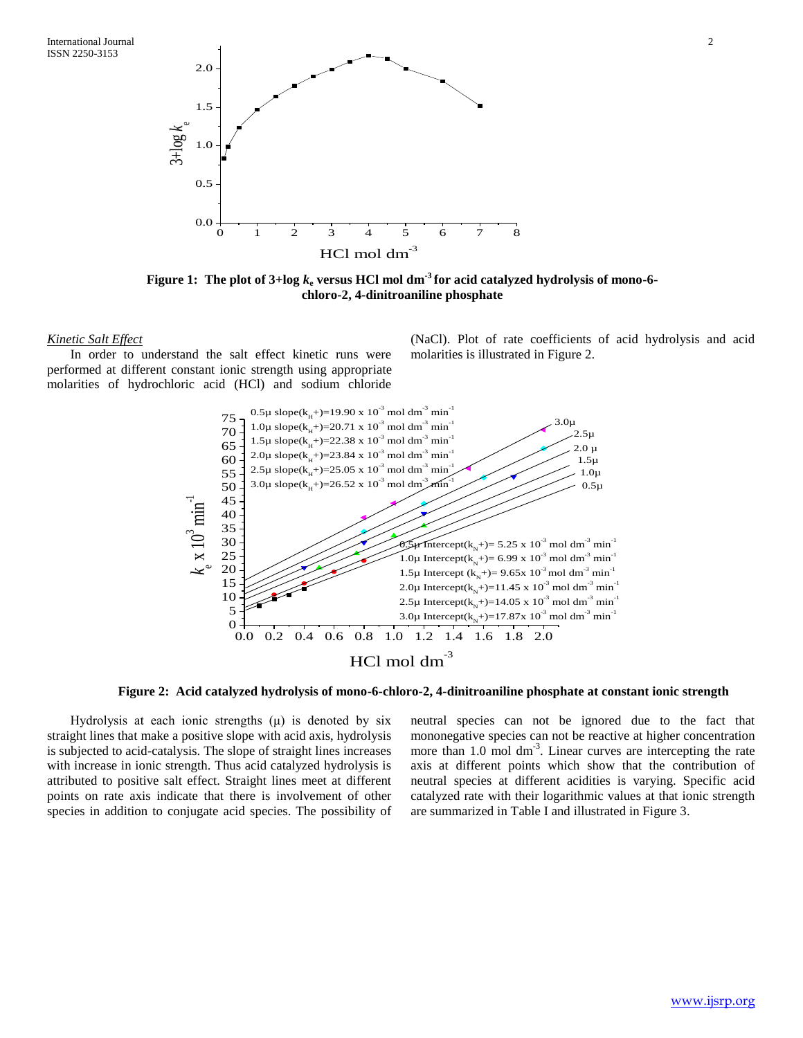**Figure 1: The plot of 3+log $k_e$ versus HCl mol $dm^{-3}$ for acid catalyzed hydrolysis of mono-6-chloro-2, 4-dinitroaniline phosphate**

*Kinetic Salt Effect*

In order to understand the salt effect kinetic runs were performed at different constant ionic strength using appropriate molarities of hydrochloric acid (HCl) and sodium chloride (NaCl). Plot of rate coefficients of acid hydrolysis and acid molarities is illustrated in Figure 2.

**Figure 2: Acid catalyzed hydrolysis of mono-6-chloro-2, 4-dinitroaniline phosphate at constant ionic strength**

Hydrolysis at each ionic strengths (μ) is denoted by six straight lines that make a positive slope with acid axis, hydrolysis is subjected to acid-catalysis. The slope of straight lines increases with increase in ionic strength. Thus acid catalyzed hydrolysis is attributed to positive salt effect. Straight lines meet at different points on rate axis indicate that there is involvement of other species in addition to conjugate acid species. The possibility of neutral species can not be ignored due to the fact that mononegative species can not be reactive at higher concentration more than 1.0 mol $dm^{-3}$. Linear curves are intercepting the rate axis at different points which show that the contribution of neutral species at different acidities is varying. Specific acid catalyzed rate with their logarithmic values at that ionic strength are summarized in Table I and illustrated in Figure 3.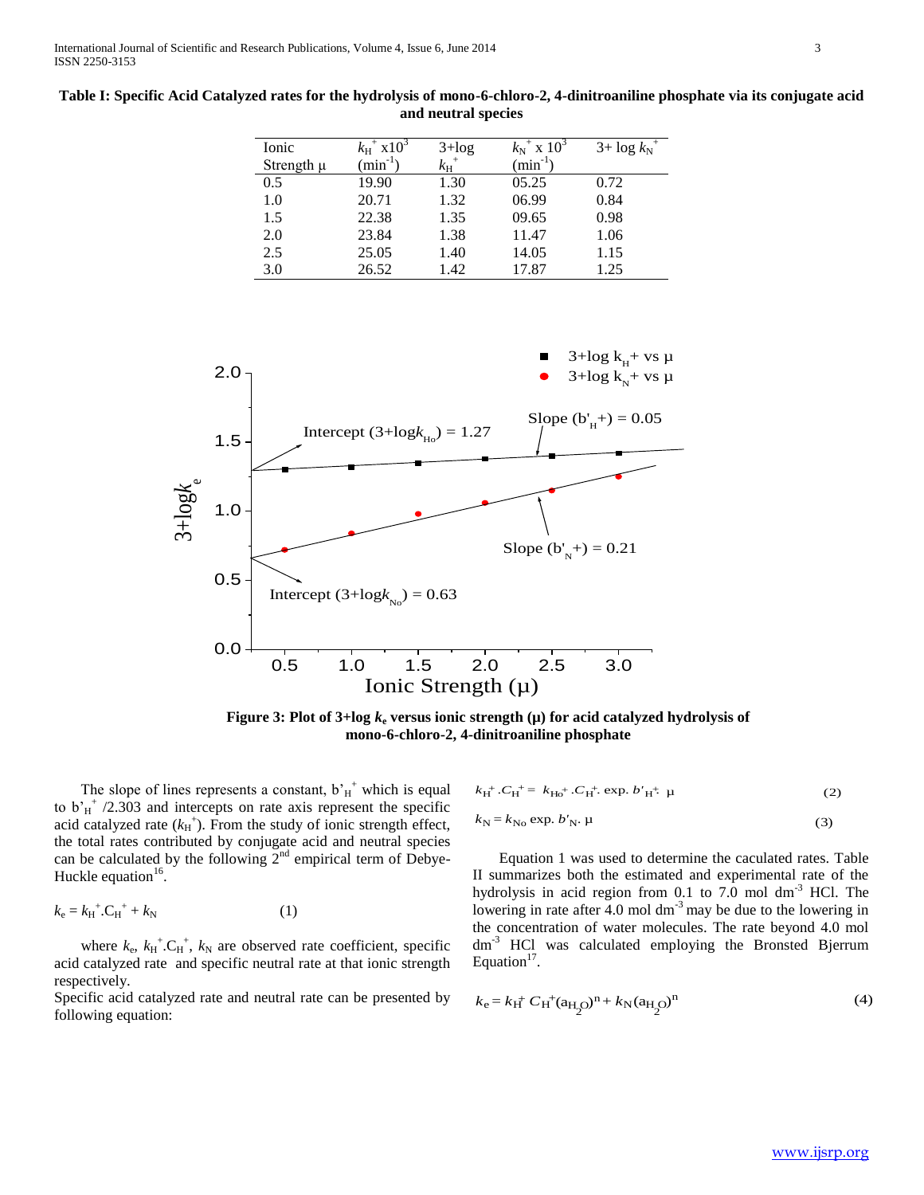**Table I: Specific Acid Catalyzed rates for the hydrolysis of mono-6-chloro-2, 4-dinitroaniline phosphate via its conjugate acid and neutral species**

| Ionic Strength μ | $k_H^+ \times 10^3$ ($min^{-1}$) | $3+\log k_H^+$ | $k_N^+ \times 10^3$ ($min^{-1}$) | $3+\log k_N^+$ |
|---|---|---|---|---|
| 0.5 | 19.90 | 1.30 | 05.25 | 0.72 |
| 1.0 | 20.71 | 1.32 | 06.99 | 0.84 |
| 1.5 | 22.38 | 1.35 | 09.65 | 0.98 |
| 2.0 | 23.84 | 1.38 | 11.47 | 1.06 |
| 2.5 | 25.05 | 1.40 | 14.05 | 1.15 |
| 3.0 | 26.52 | 1.42 | 17.87 | 1.25 |

**Figure 3: Plot of 3+log $k_e$ versus ionic strength (μ) for acid catalyzed hydrolysis of mono-6-chloro-2, 4-dinitroaniline phosphate**

The slope of lines represents a constant, $b'_H{}^+$ which is equal to $b'_H{}^+/2.303$ and intercepts on rate axis represent the specific acid catalyzed rate ($k_H^+$). From the study of ionic strength effect, the total rates contributed by conjugate acid and neutral species can be calculated by the following 2[nd] empirical term of Debye-Huckle equation[16].

$$k_e = k_H^+ . C_H^+ + k_N \qquad (1)$$

where $k_e$, $k_H^+.C_H^+$, $k_N$ are observed rate coefficient, specific acid catalyzed rate and specific neutral rate at that ionic strength respectively.

Specific acid catalyzed rate and neutral rate can be presented by following equation:

$$k_H^+ . C_H^+ = k_{Ho}^+ . C_H^+ . \exp. b'_H{}^+ . \mu \qquad (2)$$

$$k_N = k_{No} \exp. b'_N . \mu \qquad (3)$$

Equation 1 was used to determine the caculated rates. Table II summarizes both the estimated and experimental rate of the hydrolysis in acid region from 0.1 to 7.0 mol $dm^{-3}$ HCl. The lowering in rate after 4.0 mol $dm^{-3}$ may be due to the lowering in the concentration of water molecules. The rate beyond 4.0 mol $dm^{-3}$ HCl was calculated employing the Bronsted Bjerrum Equation[17].

$$k_e = k_H^+ C_H^+ (a_{H_2O})^n + k_N (a_{H_2O})^n \qquad (4)$$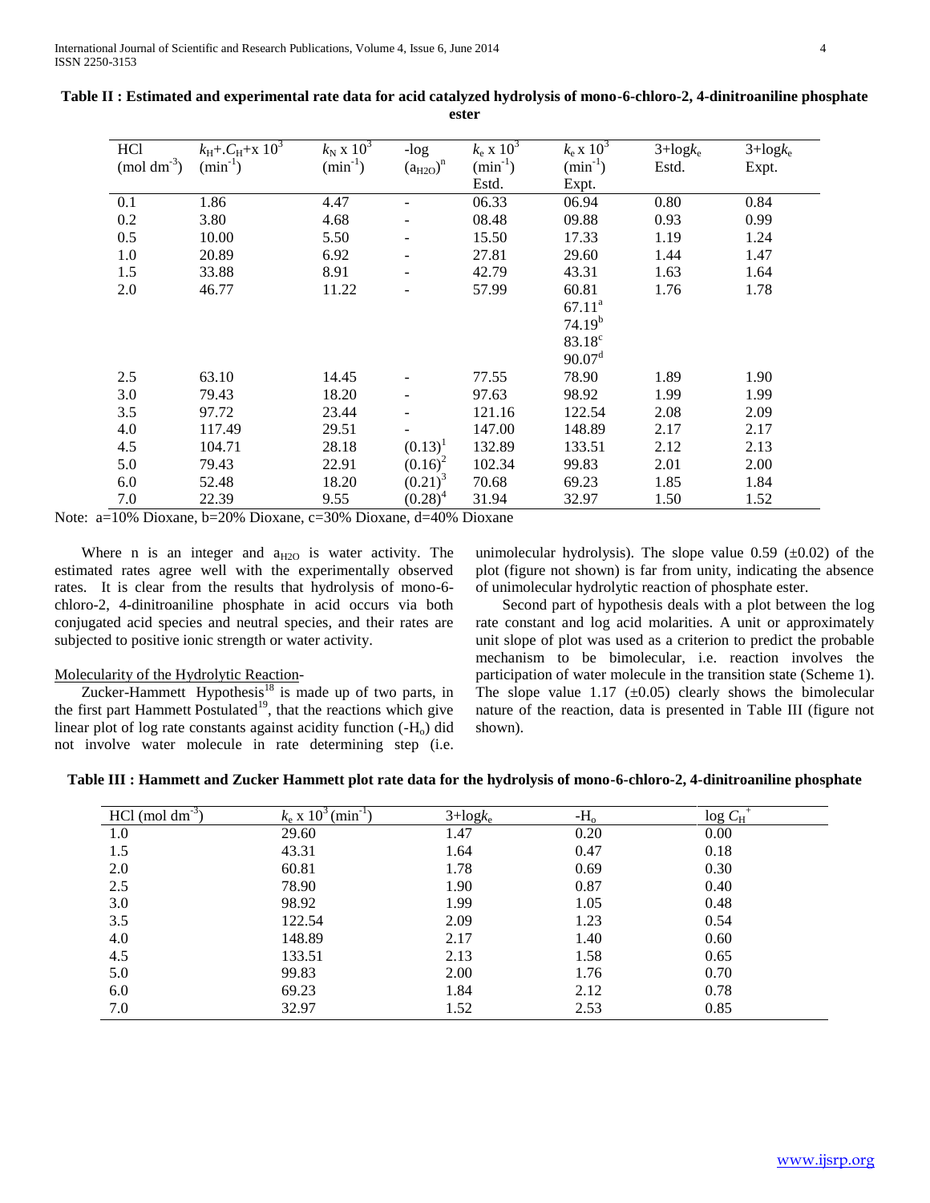**Table II : Estimated and experimental rate data for acid catalyzed hydrolysis of mono-6-chloro-2, 4-dinitroaniline phosphate ester**

| HCl (mol $dm^{-3}$) | $k_H.C_H+x\ 10^3$ ($min^{-1}$) | $k_N$ x $10^3$ ($min^{-1}$) | -log $(a_{H2O})^n$ | $k_e$ x $10^3$ ($min^{-1}$) Estd. | $k_e$ x $10^3$ ($min^{-1}$) Expt. | 3+log$k_e$ Estd. | 3+log$k_e$ Expt. |
|---|---|---|---|---|---|---|---|
| 0.1 | 1.86 | 4.47 | - | 06.33 | 06.94 | 0.80 | 0.84 |
| 0.2 | 3.80 | 4.68 | - | 08.48 | 09.88 | 0.93 | 0.99 |
| 0.5 | 10.00 | 5.50 | - | 15.50 | 17.33 | 1.19 | 1.24 |
| 1.0 | 20.89 | 6.92 | - | 27.81 | 29.60 | 1.44 | 1.47 |
| 1.5 | 33.88 | 8.91 | - | 42.79 | 43.31 | 1.63 | 1.64 |
| 2.0 | 46.77 | 11.22 | - | 57.99 | 60.81 | 1.76 | 1.78 |
| | | | | | 67.11[a] | | |
| | | | | | 74.19[b] | | |
| | | | | | 83.18[c] | | |
| | | | | | 90.07[d] | | |
| 2.5 | 63.10 | 14.45 | - | 77.55 | 78.90 | 1.89 | 1.90 |
| 3.0 | 79.43 | 18.20 | - | 97.63 | 98.92 | 1.99 | 1.99 |
| 3.5 | 97.72 | 23.44 | - | 121.16 | 122.54 | 2.08 | 2.09 |
| 4.0 | 117.49 | 29.51 | - | 147.00 | 148.89 | 2.17 | 2.17 |
| 4.5 | 104.71 | 28.18 | $(0.13)^1$ | 132.89 | 133.51 | 2.12 | 2.13 |
| 5.0 | 79.43 | 22.91 | $(0.16)^2$ | 102.34 | 99.83 | 2.01 | 2.00 |
| 6.0 | 52.48 | 18.20 | $(0.21)^3$ | 70.68 | 69.23 | 1.85 | 1.84 |
| 7.0 | 22.39 | 9.55 | $(0.28)^4$ | 31.94 | 32.97 | 1.50 | 1.52 |

Note: a=10% Dioxane, b=20% Dioxane, c=30% Dioxane, d=40% Dioxane

Where n is an integer and $a_{H2O}$ is water activity. The estimated rates agree well with the experimentally observed rates. It is clear from the results that hydrolysis of mono-6-chloro-2, 4-dinitroaniline phosphate in acid occurs via both conjugated acid species and neutral species, and their rates are subjected to positive ionic strength or water activity.

Molecularity of the Hydrolytic Reaction-

Zucker-Hammett Hypothesis[18] is made up of two parts, in the first part Hammett Postulated[19], that the reactions which give linear plot of log rate constants against acidity function ($-H_o$) did not involve water molecule in rate determining step (i.e. unimolecular hydrolysis). The slope value 0.59 (±0.02) of the plot (figure not shown) is far from unity, indicating the absence of unimolecular hydrolytic reaction of phosphate ester.

Second part of hypothesis deals with a plot between the log rate constant and log acid molarities. A unit or approximately unit slope of plot was used as a criterion to predict the probable mechanism to be bimolecular, i.e. reaction involves the participation of water molecule in the transition state (Scheme 1). The slope value 1.17 (±0.05) clearly shows the bimolecular nature of the reaction, data is presented in Table III (figure not shown).

**Table III : Hammett and Zucker Hammett plot rate data for the hydrolysis of mono-6-chloro-2, 4-dinitroaniline phosphate**

| HCl (mol $dm^{-3}$) | $k_e$ x $10^3$ ($min^{-1}$) | 3+log$k_e$ | $-H_o$ | log $C_H^+$ |
|---|---|---|---|---|
| 1.0 | 29.60 | 1.47 | 0.20 | 0.00 |
| 1.5 | 43.31 | 1.64 | 0.47 | 0.18 |
| 2.0 | 60.81 | 1.78 | 0.69 | 0.30 |
| 2.5 | 78.90 | 1.90 | 0.87 | 0.40 |
| 3.0 | 98.92 | 1.99 | 1.05 | 0.48 |
| 3.5 | 122.54 | 2.09 | 1.23 | 0.54 |
| 4.0 | 148.89 | 2.17 | 1.40 | 0.60 |
| 4.5 | 133.51 | 2.13 | 1.58 | 0.65 |
| 5.0 | 99.83 | 2.00 | 1.76 | 0.70 |
| 6.0 | 69.23 | 1.84 | 2.12 | 0.78 |
| 7.0 | 32.97 | 1.52 | 2.53 | 0.85 |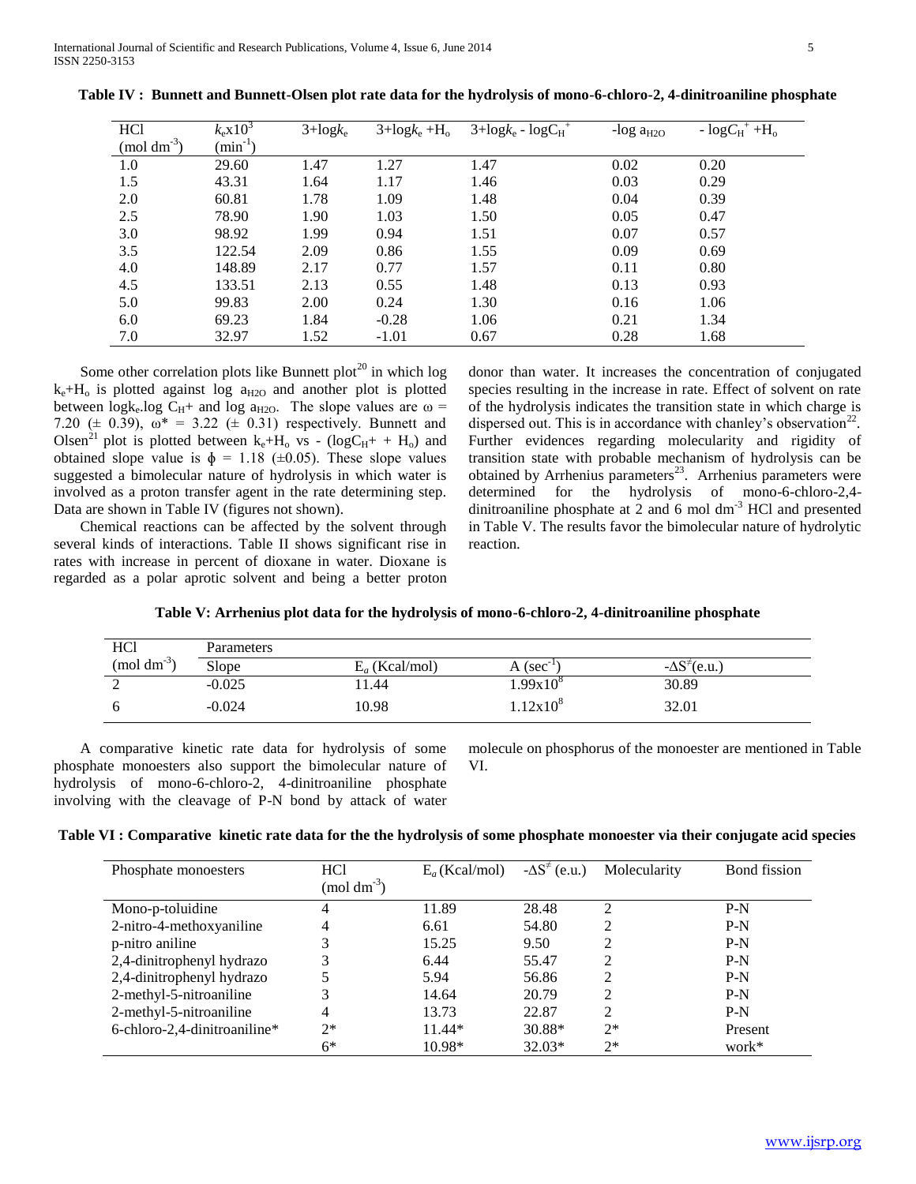**Table IV : Bunnett and Bunnett-Olsen plot rate data for the hydrolysis of mono-6-chloro-2, 4-dinitroaniline phosphate**

| HCl (mol $dm^{-3}$) | $k_e$x$10^3$ ($min^{-1}$) | 3+log$k_e$ | 3+log$k_e$ +$H_o$ | 3+log$k_e$ - log$C_H^+$ | -log $a_{H2O}$ | - log$C_H^+$ +$H_o$ |
|---|---|---|---|---|---|---|
| 1.0 | 29.60 | 1.47 | 1.27 | 1.47 | 0.02 | 0.20 |
| 1.5 | 43.31 | 1.64 | 1.17 | 1.46 | 0.03 | 0.29 |
| 2.0 | 60.81 | 1.78 | 1.09 | 1.48 | 0.04 | 0.39 |
| 2.5 | 78.90 | 1.90 | 1.03 | 1.50 | 0.05 | 0.47 |
| 3.0 | 98.92 | 1.99 | 0.94 | 1.51 | 0.07 | 0.57 |
| 3.5 | 122.54 | 2.09 | 0.86 | 1.55 | 0.09 | 0.69 |
| 4.0 | 148.89 | 2.17 | 0.77 | 1.57 | 0.11 | 0.80 |
| 4.5 | 133.51 | 2.13 | 0.55 | 1.48 | 0.13 | 0.93 |
| 5.0 | 99.83 | 2.00 | 0.24 | 1.30 | 0.16 | 1.06 |
| 6.0 | 69.23 | 1.84 | -0.28 | 1.06 | 0.21 | 1.34 |
| 7.0 | 32.97 | 1.52 | -1.01 | 0.67 | 0.28 | 1.68 |

Some other correlation plots like Bunnett plot[20] in which log $k_e$+$H_o$ is plotted against log $a_{H2O}$ and another plot is plotted between log$k_e$.log $C_H$+ and log $a_{H2O}$. The slope values are ω = 7.20 (± 0.39), ω* = 3.22 (± 0.31) respectively. Bunnett and Olsen[21] plot is plotted between $k_e$+$H_o$ vs - (log$C_H$+ + $H_o$) and obtained slope value is ϕ = 1.18 (±0.05). These slope values suggested a bimolecular nature of hydrolysis in which water is involved as a proton transfer agent in the rate determining step. Data are shown in Table IV (figures not shown).

Chemical reactions can be affected by the solvent through several kinds of interactions. Table II shows significant rise in rates with increase in percent of dioxane in water. Dioxane is regarded as a polar aprotic solvent and being a better proton donor than water. It increases the concentration of conjugated species resulting in the increase in rate. Effect of solvent on rate of the hydrolysis indicates the transition state in which charge is dispersed out. This is in accordance with chanley's observation[22]. Further evidences regarding molecularity and rigidity of transition state with probable mechanism of hydrolysis can be obtained by Arrhenius parameters[23]. Arrhenius parameters were determined for the hydrolysis of mono-6-chloro-2,4-dinitroaniline phosphate at 2 and 6 mol $dm^{-3}$ HCl and presented in Table V. The results favor the bimolecular nature of hydrolytic reaction.

**Table V: Arrhenius plot data for the hydrolysis of mono-6-chloro-2, 4-dinitroaniline phosphate**

| HCl | Parameters | | | |
|---|---|---|---|---|
| (mol $dm^{-3}$) | Slope | $E_a$ (Kcal/mol) | A ($sec^{-1}$) | -$\Delta S^{\neq}$(e.u.) |
| 2 | -0.025 | 11.44 | 1.99x$10^8$ | 30.89 |
| 6 | -0.024 | 10.98 | 1.12x$10^8$ | 32.01 |

A comparative kinetic rate data for hydrolysis of some phosphate monoesters also support the bimolecular nature of hydrolysis of mono-6-chloro-2, 4-dinitroaniline phosphate involving with the cleavage of P-N bond by attack of water molecule on phosphorus of the monoester are mentioned in Table VI.

**Table VI : Comparative kinetic rate data for the the hydrolysis of some phosphate monoester via their conjugate acid species**

| Phosphate monoesters | HCl (mol $dm^{-3}$) | $E_a$ (Kcal/mol) | -$\Delta S^{\neq}$ (e.u.) | Molecularity | Bond fission |
|---|---|---|---|---|---|
| Mono-p-toluidine | 4 | 11.89 | 28.48 | 2 | P-N |
| 2-nitro-4-methoxyaniline | 4 | 6.61 | 54.80 | 2 | P-N |
| p-nitro aniline | 3 | 15.25 | 9.50 | 2 | P-N |
| 2,4-dinitrophenyl hydrazo | 3 | 6.44 | 55.47 | 2 | P-N |
| 2,4-dinitrophenyl hydrazo | 5 | 5.94 | 56.86 | 2 | P-N |
| 2-methyl-5-nitroaniline | 3 | 14.64 | 20.79 | 2 | P-N |
| 2-methyl-5-nitroaniline | 4 | 13.73 | 22.87 | 2 | P-N |
| 6-chloro-2,4-dinitroaniline* | 2* | 11.44* | 30.88* | 2* | Present |
| | 6* | 10.98* | 32.03* | 2* | work* |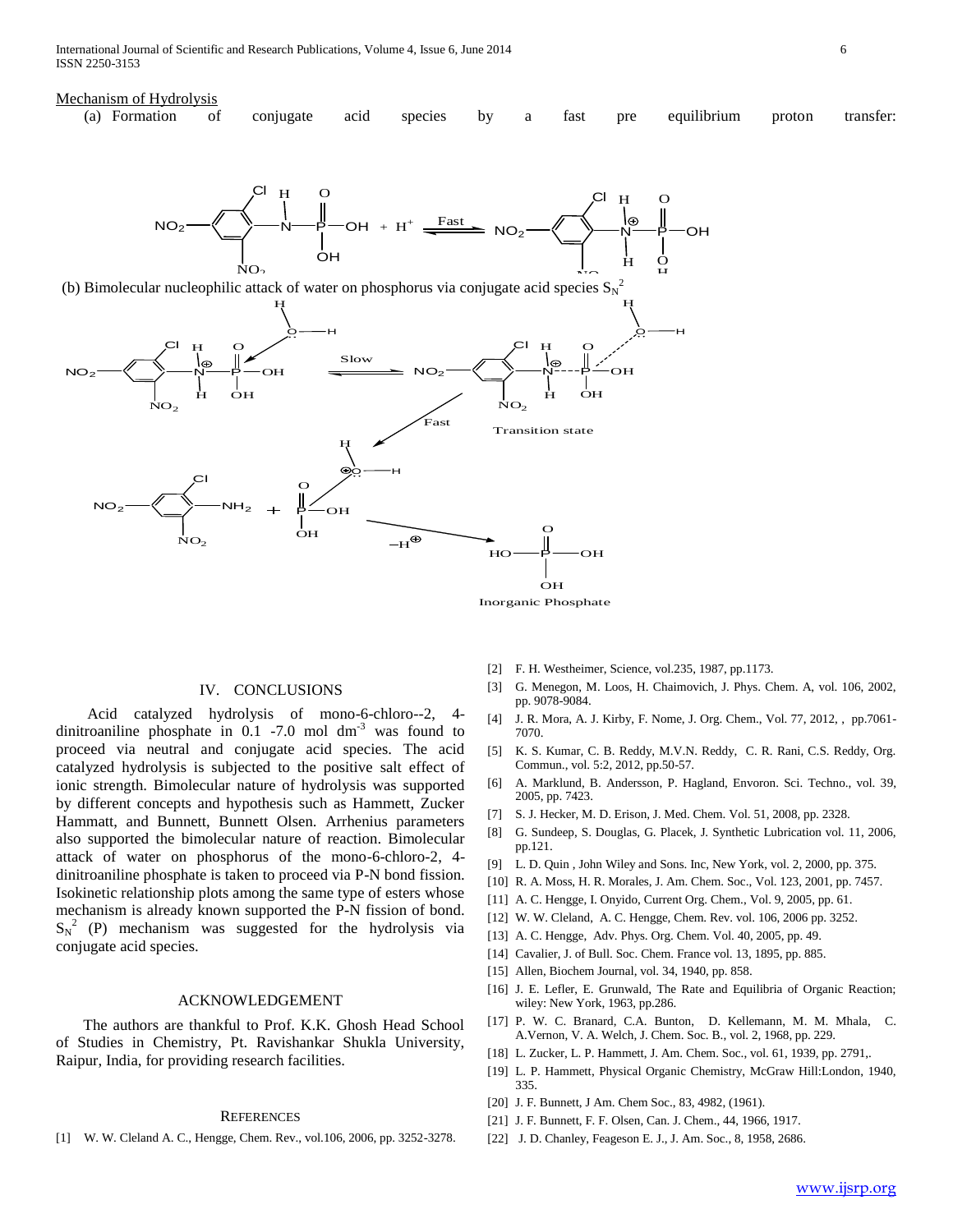Mechanism of Hydrolysis

(a) Formation of conjugate acid species by a fast pre equilibrium proton transfer:

(b) Bimolecular nucleophilic attack of water on phosphorus via conjugate acid species $S_N^2$

Transition state

Inorganic Phosphate

## IV. CONCLUSIONS

Acid catalyzed hydrolysis of mono-6-chloro--2, 4-dinitroaniline phosphate in 0.1 -7.0 mol $dm^{-3}$ was found to proceed via neutral and conjugate acid species. The acid catalyzed hydrolysis is subjected to the positive salt effect of ionic strength. Bimolecular nature of hydrolysis was supported by different concepts and hypothesis such as Hammett, Zucker Hammatt, and Bunnett, Bunnett Olsen. Arrhenius parameters also supported the bimolecular nature of reaction. Bimolecular attack of water on phosphorus of the mono-6-chloro-2, 4-dinitroaniline phosphate is taken to proceed via P-N bond fission. Isokinetic relationship plots among the same type of esters whose mechanism is already known supported the P-N fission of bond. $S_N^2$ (P) mechanism was suggested for the hydrolysis via conjugate acid species.

## ACKNOWLEDGEMENT

The authors are thankful to Prof. K.K. Ghosh Head School of Studies in Chemistry, Pt. Ravishankar Shukla University, Raipur, India, for providing research facilities.

## REFERENCES

[1] W. W. Cleland A. C., Hengge, Chem. Rev., vol.106, 2006, pp. 3252-3278.

[2] F. H. Westheimer, Science, vol.235, 1987, pp.1173.

[3] G. Menegon, M. Loos, H. Chaimovich, J. Phys. Chem. A, vol. 106, 2002, pp. 9078-9084.

[4] J. R. Mora, A. J. Kirby, F. Nome, J. Org. Chem., Vol. 77, 2012, , pp.7061-7070.

[5] K. S. Kumar, C. B. Reddy, M.V.N. Reddy, C. R. Rani, C.S. Reddy, Org. Commun., vol. 5:2, 2012, pp.50-57.

[6] A. Marklund, B. Andersson, P. Hagland, Envoron. Sci. Techno., vol. 39, 2005, pp. 7423.

[7] S. J. Hecker, M. D. Erison, J. Med. Chem. Vol. 51, 2008, pp. 2328.

[8] G. Sundeep, S. Douglas, G. Placek, J. Synthetic Lubrication vol. 11, 2006, pp.121.

[9] L. D. Quin , John Wiley and Sons. Inc, New York, vol. 2, 2000, pp. 375.

[10] R. A. Moss, H. R. Morales, J. Am. Chem. Soc., Vol. 123, 2001, pp. 7457.

[11] A. C. Hengge, I. Onyido, Current Org. Chem., Vol. 9, 2005, pp. 61.

[12] W. W. Cleland, A. C. Hengge, Chem. Rev. vol. 106, 2006 pp. 3252.

[13] A. C. Hengge, Adv. Phys. Org. Chem. Vol. 40, 2005, pp. 49.

[14] Cavalier, J. of Bull. Soc. Chem. France vol. 13, 1895, pp. 885.

[15] Allen, Biochem Journal, vol. 34, 1940, pp. 858.

[16] J. E. Lefler, E. Grunwald, The Rate and Equilibria of Organic Reaction; wiley: New York, 1963, pp.286.

[17] P. W. C. Branard, C.A. Bunton, D. Kellemann, M. M. Mhala, C. A.Vernon, V. A. Welch, J. Chem. Soc. B., vol. 2, 1968, pp. 229.

[18] L. Zucker, L. P. Hammett, J. Am. Chem. Soc., vol. 61, 1939, pp. 2791,.

[19] L. P. Hammett, Physical Organic Chemistry, McGraw Hill:London, 1940, 335.

[20] J. F. Bunnett, J Am. Chem Soc., 83, 4982, (1961).

[21] J. F. Bunnett, F. F. Olsen, Can. J. Chem., 44, 1966, 1917.

[22] J. D. Chanley, Feageson E. J., J. Am. Soc., 8, 1958, 2686.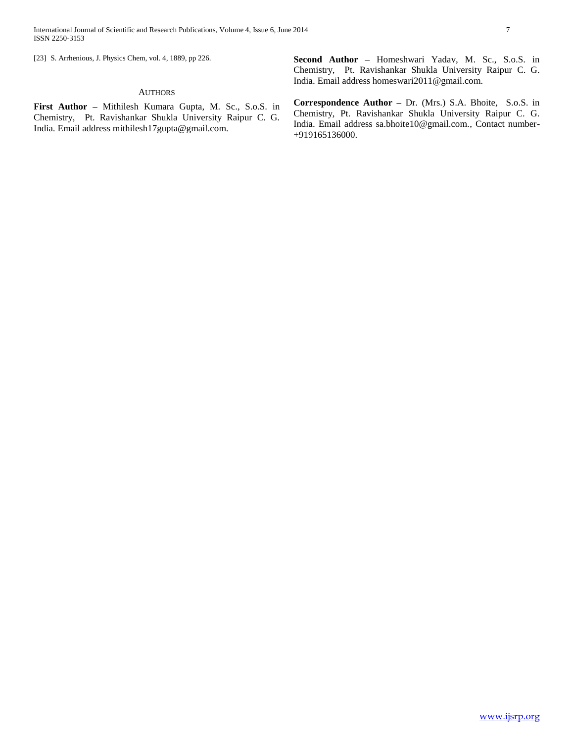[23] S. Arrhenious, J. Physics Chem, vol. 4, 1889, pp 226.

## AUTHORS

**First Author** – Mithilesh Kumara Gupta, M. Sc., S.o.S. in Chemistry, Pt. Ravishankar Shukla University Raipur C. G. India. Email address mithilesh17gupta@gmail.com.

**Second Author** – Homeshwari Yadav, M. Sc., S.o.S. in Chemistry, Pt. Ravishankar Shukla University Raipur C. G. India. Email address homeswari2011@gmail.com.

**Correspondence Author** – Dr. (Mrs.) S.A. Bhoite, S.o.S. in Chemistry, Pt. Ravishankar Shukla University Raipur C. G. India. Email address sa.bhoite10@gmail.com., Contact number- +919165136000.